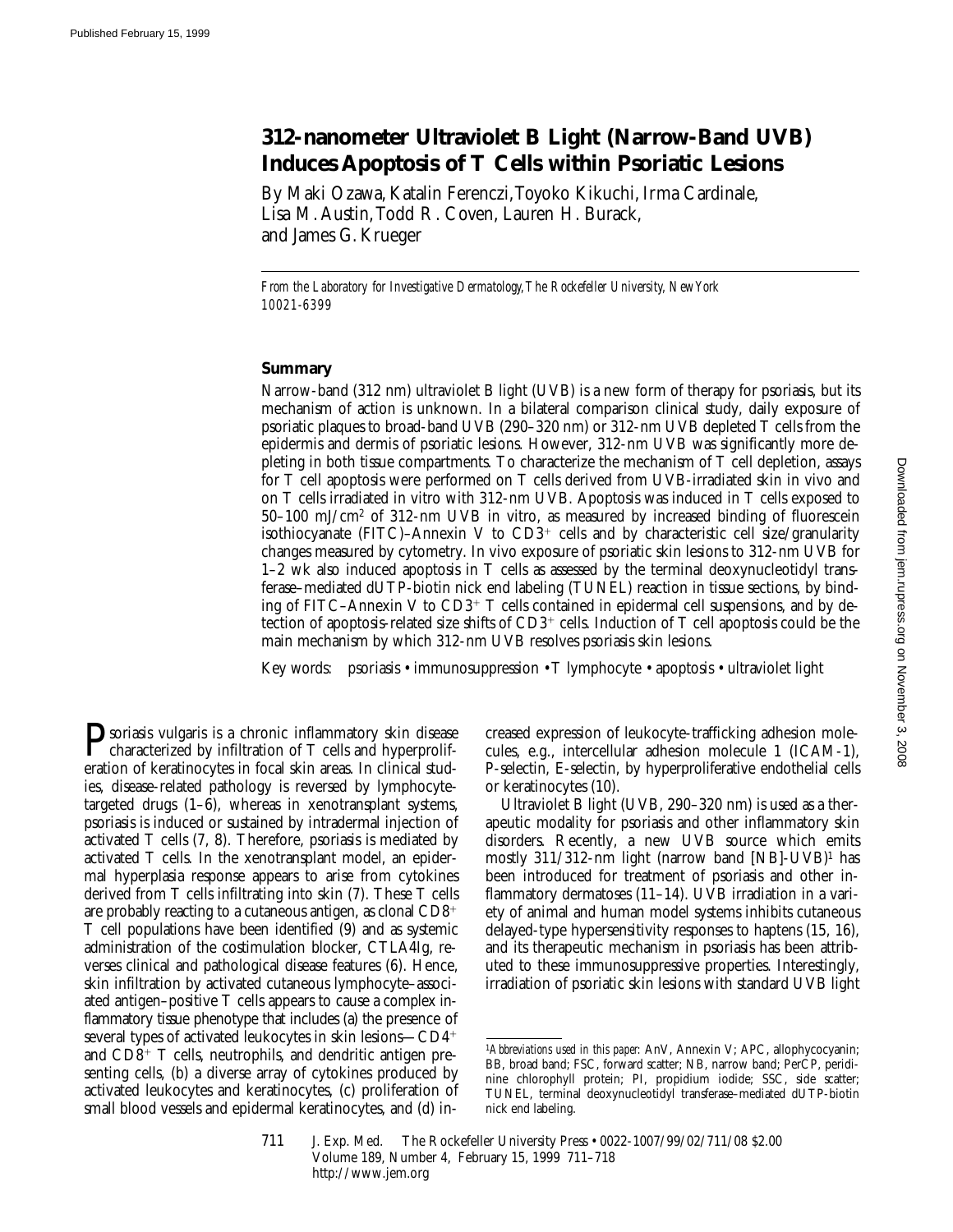# 312-nanometer Ultraviolet B Light (Narrow-Band UVB) Induces Apoptosis of T Cells within Psoriatic Lesions

By Maki Ozawa, Katalin Ferenczi, Toyoko Kikuchi, Irma Cardinale, Lisa M. Austin, Todd R. Coven, Lauren H. Burack, and James G. Krueger

*From the Laboratory for Investigative Dermatology, The Rockefeller University, New York 10021-6399*

## Summary

Narrow-band (312 nm) ultraviolet B light (UVB) is a new form of therapy for psoriasis, but its mechanism of action is unknown. In a bilateral comparison clinical study, daily exposure of psoriatic plaques to broad-band UVB (290–320 nm) or 312-nm UVB depleted T cells from the epidermis and dermis of psoriatic lesions. However, 312-nm UVB was significantly more depleting in both tissue compartments. To characterize the mechanism of T cell depletion, assays for T cell apoptosis were performed on T cells derived from UVB-irradiated skin in vivo and on T cells irradiated in vitro with 312-nm UVB. Apoptosis was induced in T cells exposed to 50–100 mJ/cm$^2$ of 312-nm UVB in vitro, as measured by increased binding of fluorescein isothiocyanate (FITC)–Annexin V to CD3$^+$ cells and by characteristic cell size/granularity changes measured by cytometry. In vivo exposure of psoriatic skin lesions to 312-nm UVB for 1–2 wk also induced apoptosis in T cells as assessed by the terminal deoxynucleotidyl transferase–mediated dUTP-biotin nick end labeling (TUNEL) reaction in tissue sections, by binding of FITC–Annexin V to CD3$^+$ T cells contained in epidermal cell suspensions, and by detection of apoptosis-related size shifts of CD3$^+$ cells. Induction of T cell apoptosis could be the main mechanism by which 312-nm UVB resolves psoriasis skin lesions.

Key words: psoriasis • immunosuppression • T lymphocyte • apoptosis • ultraviolet light

Psoriasis vulgaris is a chronic inflammatory skin disease characterized by infiltration of T cells and hyperproliferation of keratinocytes in focal skin areas. In clinical studies, disease-related pathology is reversed by lymphocyte-targeted drugs (1–6), whereas in xenotransplant systems, psoriasis is induced or sustained by intradermal injection of activated T cells (7, 8). Therefore, psoriasis is mediated by activated T cells. In the xenotransplant model, an epidermal hyperplasia response appears to arise from cytokines derived from T cells infiltrating into skin (7). These T cells are probably reacting to a cutaneous antigen, as clonal CD8$^+$ T cell populations have been identified (9) and as systemic administration of the costimulation blocker, CTLA4Ig, reverses clinical and pathological disease features (6). Hence, skin infiltration by activated cutaneous lymphocyte–associated antigen–positive T cells appears to cause a complex inflammatory tissue phenotype that includes (a) the presence of several types of activated leukocytes in skin lesions—CD4$^+$ and CD8$^+$ T cells, neutrophils, and dendritic antigen presenting cells, (b) a diverse array of cytokines produced by activated leukocytes and keratinocytes, (c) proliferation of small blood vessels and epidermal keratinocytes, and (d) increased expression of leukocyte-trafficking adhesion molecules, e.g., intercellular adhesion molecule 1 (ICAM-1), P-selectin, E-selectin, by hyperproliferative endothelial cells or keratinocytes (10).

Ultraviolet B light (UVB, 290–320 nm) is used as a therapeutic modality for psoriasis and other inflammatory skin disorders. Recently, a new UVB source which emits mostly 311/312-nm light (narrow band [NB]-UVB)[1] has been introduced for treatment of psoriasis and other inflammatory dermatoses (11–14). UVB irradiation in a variety of animal and human model systems inhibits cutaneous delayed-type hypersensitivity responses to haptens (15, 16), and its therapeutic mechanism in psoriasis has been attributed to these immunosuppressive properties. Interestingly, irradiation of psoriatic skin lesions with standard UVB light

[1]*Abbreviations used in this paper:* AnV, Annexin V; APC, allophycocyanin; BB, broad band; FSC, forward scatter; NB, narrow band; PerCP, peridinine chlorophyll protein; PI, propidium iodide; SSC, side scatter; TUNEL, terminal deoxynucleotidyl transferase–mediated dUTP-biotin nick end labeling.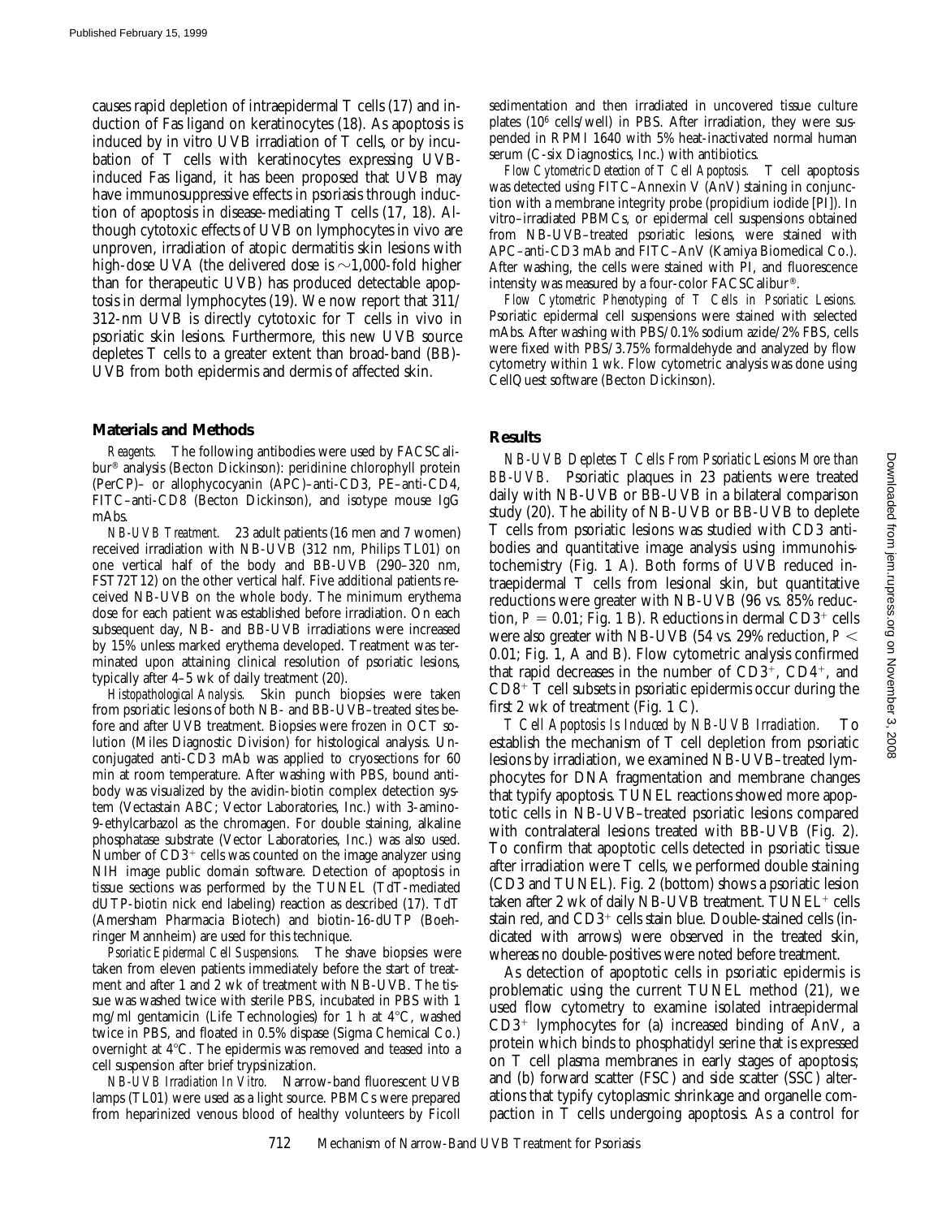causes rapid depletion of intraepidermal T cells (17) and induction of Fas ligand on keratinocytes (18). As apoptosis is induced by in vitro UVB irradiation of T cells, or by incubation of T cells with keratinocytes expressing UVB-induced Fas ligand, it has been proposed that UVB may have immunosuppressive effects in psoriasis through induction of apoptosis in disease-mediating T cells (17, 18). Although cytotoxic effects of UVB on lymphocytes in vivo are unproven, irradiation of atopic dermatitis skin lesions with high-dose UVA (the delivered dose is ~1,000-fold higher than for therapeutic UVB) has produced detectable apoptosis in dermal lymphocytes (19). We now report that 311/312-nm UVB is directly cytotoxic for T cells in vivo in psoriatic skin lesions. Furthermore, this new UVB source depletes T cells to a greater extent than broad-band (BB)-UVB from both epidermis and dermis of affected skin.

## Materials and Methods

*Reagents.* The following antibodies were used by FACSCalibur® analysis (Becton Dickinson): peridinine chlorophyll protein (PerCP)– or allophycocyanin (APC)–anti-CD3, PE–anti-CD4, FITC–anti-CD8 (Becton Dickinson), and isotype mouse IgG mAbs.

*NB-UVB Treatment.* 23 adult patients (16 men and 7 women) received irradiation with NB-UVB (312 nm, Philips TL01) on one vertical half of the body and BB-UVB (290–320 nm, FST72T12) on the other vertical half. Five additional patients received NB-UVB on the whole body. The minimum erythema dose for each patient was established before irradiation. On each subsequent day, NB- and BB-UVB irradiations were increased by 15% unless marked erythema developed. Treatment was terminated upon attaining clinical resolution of psoriatic lesions, typically after 4–5 wk of daily treatment (20).

*Histopathological Analysis.* Skin punch biopsies were taken from psoriatic lesions of both NB- and BB-UVB–treated sites before and after UVB treatment. Biopsies were frozen in OCT solution (Miles Diagnostic Division) for histological analysis. Unconjugated anti-CD3 mAb was applied to cryosections for 60 min at room temperature. After washing with PBS, bound antibody was visualized by the avidin-biotin complex detection system (Vectastain ABC; Vector Laboratories, Inc.) with 3-amino-9-ethylcarbazol as the chromagen. For double staining, alkaline phosphatase substrate (Vector Laboratories, Inc.) was also used. Number of $CD3^+$ cells was counted on the image analyzer using NIH image public domain software. Detection of apoptosis in tissue sections was performed by the TUNEL (TdT-mediated dUTP-biotin nick end labeling) reaction as described (17). TdT (Amersham Pharmacia Biotech) and biotin-16-dUTP (Boehringer Mannheim) are used for this technique.

*Psoriatic Epidermal Cell Suspensions.* The shave biopsies were taken from eleven patients immediately before the start of treatment and after 1 and 2 wk of treatment with NB-UVB. The tissue was washed twice with sterile PBS, incubated in PBS with 1 mg/ml gentamicin (Life Technologies) for 1 h at 4°C, washed twice in PBS, and floated in 0.5% dispase (Sigma Chemical Co.) overnight at 4°C. The epidermis was removed and teased into a cell suspension after brief trypsinization.

*NB-UVB Irradiation In Vitro.* Narrow-band fluorescent UVB lamps (TL01) were used as a light source. PBMCs were prepared from heparinized venous blood of healthy volunteers by Ficoll sedimentation and then irradiated in uncovered tissue culture plates ($10^6$ cells/well) in PBS. After irradiation, they were suspended in RPMI 1640 with 5% heat-inactivated normal human serum (C-six Diagnostics, Inc.) with antibiotics.

*Flow Cytometric Detection of T Cell Apoptosis.* T cell apoptosis was detected using FITC–Annexin V (AnV) staining in conjunction with a membrane integrity probe (propidium iodide [PI]). In vitro–irradiated PBMCs, or epidermal cell suspensions obtained from NB-UVB–treated psoriatic lesions, were stained with APC–anti-CD3 mAb and FITC–AnV (Kamiya Biomedical Co.). After washing, the cells were stained with PI, and fluorescence intensity was measured by a four-color FACSCalibur®.

*Flow Cytometric Phenotyping of T Cells in Psoriatic Lesions.* Psoriatic epidermal cell suspensions were stained with selected mAbs. After washing with PBS/0.1% sodium azide/2% FBS, cells were fixed with PBS/3.75% formaldehyde and analyzed by flow cytometry within 1 wk. Flow cytometric analysis was done using CellQuest software (Becton Dickinson).

## Results

*NB-UVB Depletes T Cells From Psoriatic Lesions More than BB-UVB.* Psoriatic plaques in 23 patients were treated daily with NB-UVB or BB-UVB in a bilateral comparison study (20). The ability of NB-UVB or BB-UVB to deplete T cells from psoriatic lesions was studied with CD3 antibodies and quantitative image analysis using immunohistochemistry (Fig. 1 A). Both forms of UVB reduced intraepidermal T cells from lesional skin, but quantitative reductions were greater with NB-UVB (96 vs. 85% reduction, $P = 0.01$; Fig. 1 B). Reductions in dermal $CD3^+$ cells were also greater with NB-UVB (54 vs. 29% reduction, $P < 0.01$; Fig. 1, A and B). Flow cytometric analysis confirmed that rapid decreases in the number of $CD3^+$, $CD4^+$, and $CD8^+$ T cell subsets in psoriatic epidermis occur during the first 2 wk of treatment (Fig. 1 C).

*T Cell Apoptosis Is Induced by NB-UVB Irradiation.* To establish the mechanism of T cell depletion from psoriatic lesions by irradiation, we examined NB-UVB–treated lymphocytes for DNA fragmentation and membrane changes that typify apoptosis. TUNEL reactions showed more apoptotic cells in NB-UVB–treated psoriatic lesions compared with contralateral lesions treated with BB-UVB (Fig. 2). To confirm that apoptotic cells detected in psoriatic tissue after irradiation were T cells, we performed double staining (CD3 and TUNEL). Fig. 2 (bottom) shows a psoriatic lesion taken after 2 wk of daily NB-UVB treatment. $TUNEL^+$ cells stain red, and $CD3^+$ cells stain blue. Double-stained cells (indicated with arrows) were observed in the treated skin, whereas no double-positives were noted before treatment.

As detection of apoptotic cells in psoriatic epidermis is problematic using the current TUNEL method (21), we used flow cytometry to examine isolated intraepidermal $CD3^+$ lymphocytes for (a) increased binding of AnV, a protein which binds to phosphatidyl serine that is expressed on T cell plasma membranes in early stages of apoptosis; and (b) forward scatter (FSC) and side scatter (SSC) alterations that typify cytoplasmic shrinkage and organelle compaction in T cells undergoing apoptosis. As a control for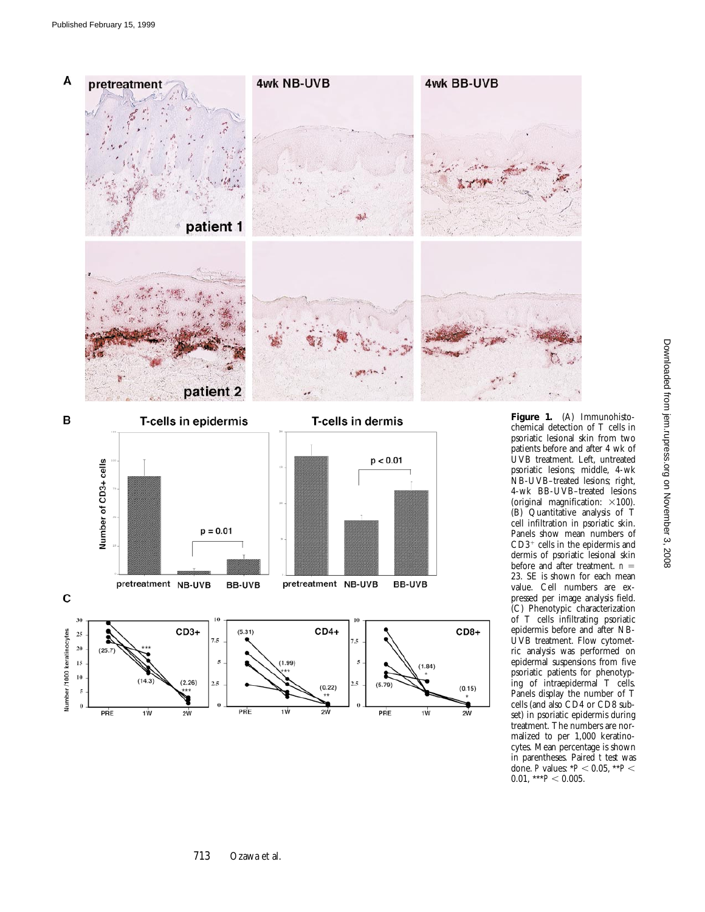**Figure 1.** (A) Immunohistochemical detection of T cells in psoriatic lesional skin from two patients before and after 4 wk of UVB treatment. Left, untreated psoriatic lesions; middle, 4-wk NB-UVB–treated lesions; right, 4-wk BB-UVB–treated lesions (original magnification: ×100). (B) Quantitative analysis of T cell infiltration in psoriatic skin. Panels show mean numbers of $CD3^+$ cells in the epidermis and dermis of psoriatic lesional skin before and after treatment. $n = 23$. SE is shown for each mean value. Cell numbers are expressed per image analysis field. (C) Phenotypic characterization of T cells infiltrating psoriatic epidermis before and after NB-UVB treatment. Flow cytometric analysis was performed on epidermal suspensions from five psoriatic patients for phenotyping of intraepidermal T cells. Panels display the number of T cells (and also CD4 or CD8 subset) in psoriatic epidermis during treatment. The numbers are normalized to per 1,000 keratinocytes. Mean percentage is shown in parentheses. Paired *t* test was done. *P* values: $^*P < 0.05$, $^{**}P < 0.01$, $^{***}P < 0.005$.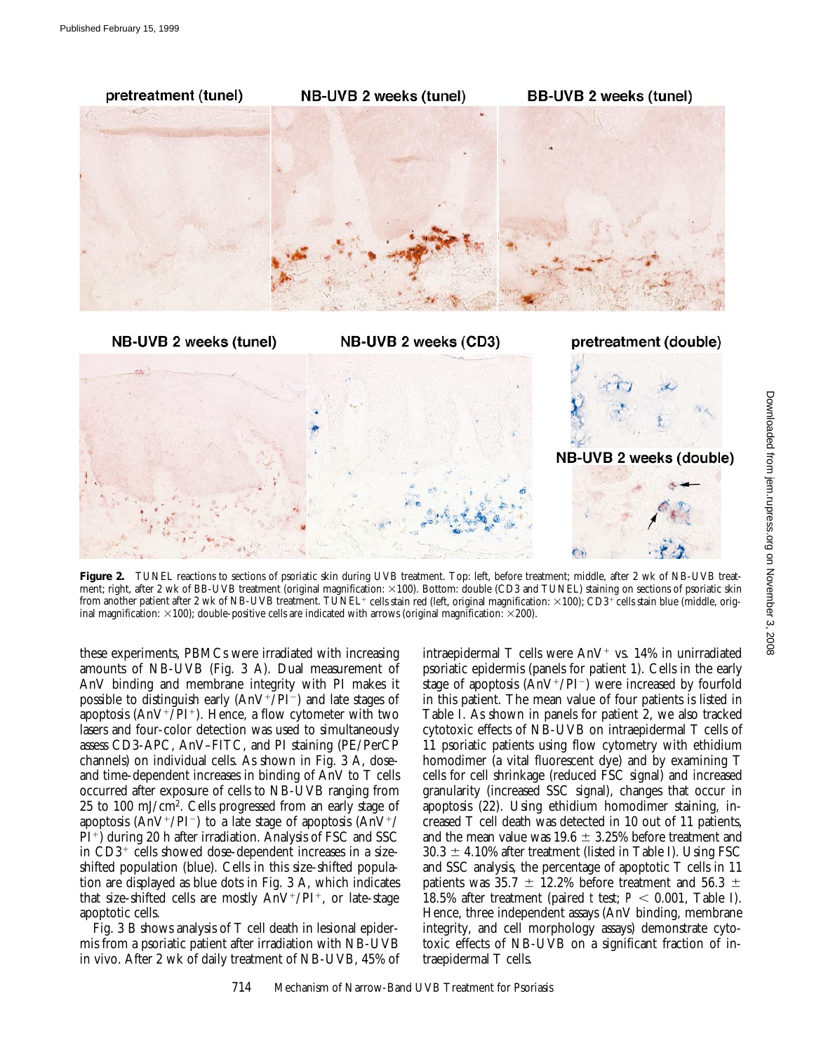**Figure 2.** TUNEL reactions to sections of psoriatic skin during UVB treatment. Top: left, before treatment; middle, after 2 wk of NB-UVB treatment; right, after 2 wk of BB-UVB treatment (original magnification: ×100). Bottom: double (CD3 and TUNEL) staining on sections of psoriatic skin from another patient after 2 wk of NB-UVB treatment. TUNEL$^+$ cells stain red (left, original magnification: ×100); CD3$^+$ cells stain blue (middle, original magnification: ×100); double-positive cells are indicated with arrows (original magnification: ×200).

these experiments, PBMCs were irradiated with increasing amounts of NB-UVB (Fig. 3 A). Dual measurement of AnV binding and membrane integrity with PI makes it possible to distinguish early (AnV$^+$/PI$^-$) and late stages of apoptosis (AnV$^+$/PI$^+$). Hence, a flow cytometer with two lasers and four-color detection was used to simultaneously assess CD3-APC, AnV–FITC, and PI staining (PE/PerCP channels) on individual cells. As shown in Fig. 3 A, dose- and time-dependent increases in binding of AnV to T cells occurred after exposure of cells to NB-UVB ranging from 25 to 100 mJ/cm$^2$. Cells progressed from an early stage of apoptosis (AnV$^+$/PI$^-$) to a late stage of apoptosis (AnV$^+$/PI$^+$) during 20 h after irradiation. Analysis of FSC and SSC in CD3$^+$ cells showed dose-dependent increases in a size-shifted population (blue). Cells in this size-shifted population are displayed as blue dots in Fig. 3 A, which indicates that size-shifted cells are mostly AnV$^+$/PI$^+$, or late-stage apoptotic cells.

Fig. 3 B shows analysis of T cell death in lesional epidermis from a psoriatic patient after irradiation with NB-UVB in vivo. After 2 wk of daily treatment of NB-UVB, 45% of intraepidermal T cells were AnV$^+$ vs. 14% in unirradiated psoriatic epidermis (panels for patient 1). Cells in the early stage of apoptosis (AnV$^+$/PI$^-$) were increased by fourfold in this patient. The mean value of four patients is listed in Table I. As shown in panels for patient 2, we also tracked cytotoxic effects of NB-UVB on intraepidermal T cells of 11 psoriatic patients using flow cytometry with ethidium homodimer (a vital fluorescent dye) and by examining T cells for cell shrinkage (reduced FSC signal) and increased granularity (increased SSC signal), changes that occur in apoptosis (22). Using ethidium homodimer staining, increased T cell death was detected in 10 out of 11 patients, and the mean value was 19.6 ± 3.25% before treatment and 30.3 ± 4.10% after treatment (listed in Table I). Using FSC and SSC analysis, the percentage of apoptotic T cells in 11 patients was 35.7 ± 12.2% before treatment and 56.3 ± 18.5% after treatment (paired *t* test; $P < 0.001$, Table I). Hence, three independent assays (AnV binding, membrane integrity, and cell morphology assays) demonstrate cytotoxic effects of NB-UVB on a significant fraction of intraepidermal T cells.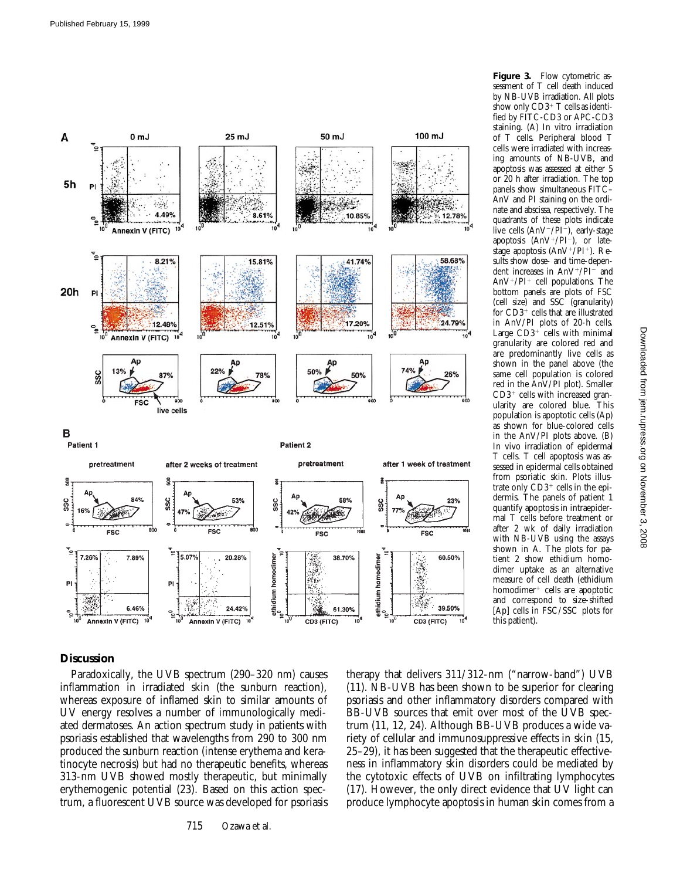**Figure 3.** Flow cytometric assessment of T cell death induced by NB-UVB irradiation. All plots show only $CD3^+$ T cells as identified by FITC-CD3 or APC-CD3 staining. (A) In vitro irradiation of T cells. Peripheral blood T cells were irradiated with increasing amounts of NB-UVB, and apoptosis was assessed at either 5 or 20 h after irradiation. The top panels show simultaneous FITC–AnV and PI staining on the ordinate and abscissa, respectively. The quadrants of these plots indicate live cells ($AnV^-/PI^-$), early-stage apoptosis ($AnV^+/PI^-$), or late-stage apoptosis ($AnV^+/PI^+$). Results show dose- and time-dependent increases in $AnV^+/PI^-$ and $AnV^+/PI^+$ cell populations. The bottom panels are plots of FSC (cell size) and SSC (granularity) for $CD3^+$ cells that are illustrated in AnV/PI plots of 20-h cells. Large $CD3^+$ cells with minimal granularity are colored red and are predominantly live cells as shown in the panel above (the same cell population is colored red in the AnV/PI plot). Smaller $CD3^+$ cells with increased granularity are colored blue. This population is apoptotic cells (Ap) as shown for blue-colored cells in the AnV/PI plots above. (B) In vivo irradiation of epidermal T cells. T cell apoptosis was assessed in epidermal cells obtained from psoriatic skin. Plots illustrate only $CD3^+$ cells in the epidermis. The panels of patient 1 quantify apoptosis in intraepidermal T cells before treatment or after 2 wk of daily irradiation with NB-UVB using the assays shown in A. The plots for patient 2 show ethidium homodimer uptake as an alternative measure of cell death (ethidium homodimer$^+$ cells are apoptotic and correspond to size-shifted [Ap] cells in FSC/SSC plots for this patient).

## Discussion

Paradoxically, the UVB spectrum (290–320 nm) causes inflammation in irradiated skin (the sunburn reaction), whereas exposure of inflamed skin to similar amounts of UV energy resolves a number of immunologically mediated dermatoses. An action spectrum study in patients with psoriasis established that wavelengths from 290 to 300 nm produced the sunburn reaction (intense erythema and keratinocyte necrosis) but had no therapeutic benefits, whereas 313-nm UVB showed mostly therapeutic, but minimally erythemogenic potential (23). Based on this action spectrum, a fluorescent UVB source was developed for psoriasis therapy that delivers 311/312-nm ("narrow-band") UVB (11). NB-UVB has been shown to be superior for clearing psoriasis and other inflammatory disorders compared with BB-UVB sources that emit over most of the UVB spectrum (11, 12, 24). Although BB-UVB produces a wide variety of cellular and immunosuppressive effects in skin (15, 25–29), it has been suggested that the therapeutic effectiveness in inflammatory skin disorders could be mediated by the cytotoxic effects of UVB on infiltrating lymphocytes (17). However, the only direct evidence that UV light can produce lymphocyte apoptosis in human skin comes from a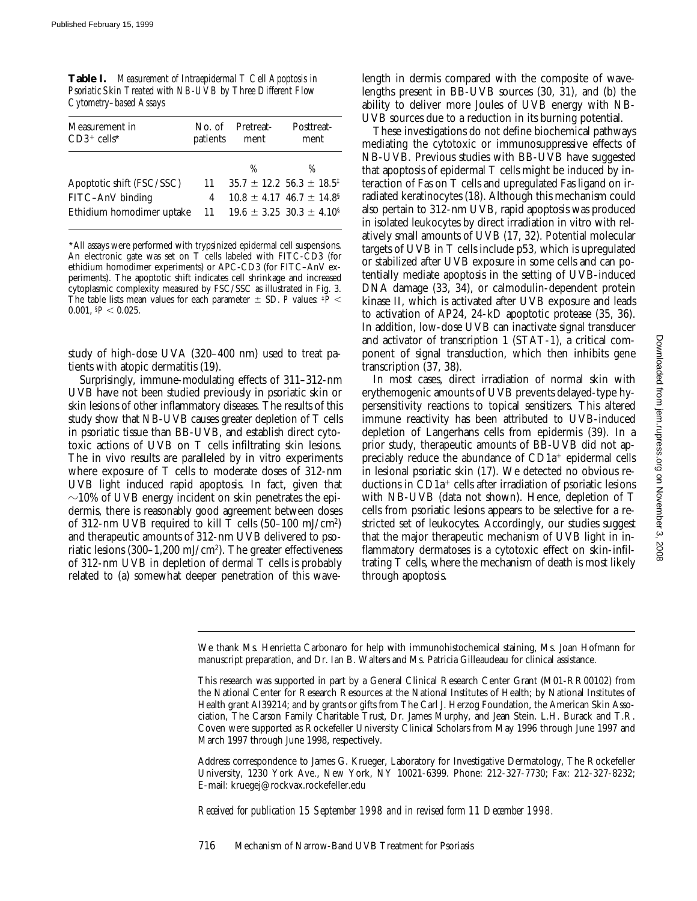**Table I.** *Measurement of Intraepidermal T Cell Apoptosis in Psoriatic Skin Treated with NB-UVB by Three Different Flow Cytometry–based Assays*

| Measurement in $CD3^+$ cells* | No. of patients | Pretreatment | Posttreatment |
|---|---|---|---|
| | | % | % |
| Apoptotic shift (FSC/SSC) | 11 | 35.7 ± 12.2 | 56.3 ± 18.5[‡] |
| FITC–AnV binding | 4 | 10.8 ± 4.17 | 46.7 ± 14.8[§] |
| Ethidium homodimer uptake | 11 | 19.6 ± 3.25 | 30.3 ± 4.10[§] |

*All assays were performed with trypsinized epidermal cell suspensions. An electronic gate was set on T cells labeled with FITC-CD3 (for ethidium homodimer experiments) or APC-CD3 (for FITC–AnV experiments). The apoptotic shift indicates cell shrinkage and increased cytoplasmic complexity measured by FSC/SSC as illustrated in Fig. 3. The table lists mean values for each parameter ± SD. *P* values: ‡$P < 0.001$, §$P < 0.025$.

study of high-dose UVA (320–400 nm) used to treat patients with atopic dermatitis (19).

Surprisingly, immune-modulating effects of 311–312-nm UVB have not been studied previously in psoriatic skin or skin lesions of other inflammatory diseases. The results of this study show that NB-UVB causes greater depletion of T cells in psoriatic tissue than BB-UVB, and establish direct cytotoxic actions of UVB on T cells infiltrating skin lesions. The in vivo results are paralleled by in vitro experiments where exposure of T cells to moderate doses of 312-nm UVB light induced rapid apoptosis. In fact, given that ~10% of UVB energy incident on skin penetrates the epidermis, there is reasonably good agreement between doses of 312-nm UVB required to kill T cells (50–100 mJ/$cm^2$) and therapeutic amounts of 312-nm UVB delivered to psoriatic lesions (300–1,200 mJ/$cm^2$). The greater effectiveness of 312-nm UVB in depletion of dermal T cells is probably related to (a) somewhat deeper penetration of this wavelength in dermis compared with the composite of wavelengths present in BB-UVB sources (30, 31), and (b) the ability to deliver more Joules of UVB energy with NB-UVB sources due to a reduction in its burning potential.

These investigations do not define biochemical pathways mediating the cytotoxic or immunosuppressive effects of NB-UVB. Previous studies with BB-UVB have suggested that apoptosis of epidermal T cells might be induced by interaction of Fas on T cells and upregulated Fas ligand on irradiated keratinocytes (18). Although this mechanism could also pertain to 312-nm UVB, rapid apoptosis was produced in isolated leukocytes by direct irradiation in vitro with relatively small amounts of UVB (17, 32). Potential molecular targets of UVB in T cells include p53, which is upregulated or stabilized after UVB exposure in some cells and can potentially mediate apoptosis in the setting of UVB-induced DNA damage (33, 34), or calmodulin-dependent protein kinase II, which is activated after UVB exposure and leads to activation of AP24, 24-kD apoptotic protease (35, 36). In addition, low-dose UVB can inactivate signal transducer and activator of transcription 1 (STAT-1), a critical component of signal transduction, which then inhibits gene transcription (37, 38).

In most cases, direct irradiation of normal skin with erythemogenic amounts of UVB prevents delayed-type hypersensitivity reactions to topical sensitizers. This altered immune reactivity has been attributed to UVB-induced depletion of Langerhans cells from epidermis (39). In a prior study, therapeutic amounts of BB-UVB did not appreciably reduce the abundance of $CD1a^+$ epidermal cells in lesional psoriatic skin (17). We detected no obvious reductions in $CD1a^+$ cells after irradiation of psoriatic lesions with NB-UVB (data not shown). Hence, depletion of T cells from psoriatic lesions appears to be selective for a restricted set of leukocytes. Accordingly, our studies suggest that the major therapeutic mechanism of UVB light in inflammatory dermatoses is a cytotoxic effect on skin-infiltrating T cells, where the mechanism of death is most likely through apoptosis.

---

We thank Ms. Henrietta Carbonaro for help with immunohistochemical staining, Ms. Joan Hofmann for manuscript preparation, and Dr. Ian B. Walters and Ms. Patricia Gilleaudeau for clinical assistance.

This research was supported in part by a General Clinical Research Center Grant (M01-RR00102) from the National Center for Research Resources at the National Institutes of Health; by National Institutes of Health grant AI39214; and by grants or gifts from The Carl J. Herzog Foundation, the American Skin Association, The Carson Family Charitable Trust, Dr. James Murphy, and Jean Stein. L.H. Burack and T.R. Coven were supported as Rockefeller University Clinical Scholars from May 1996 through June 1997 and March 1997 through June 1998, respectively.

Address correspondence to James G. Krueger, Laboratory for Investigative Dermatology, The Rockefeller University, 1230 York Ave., New York, NY 10021-6399. Phone: 212-327-7730; Fax: 212-327-8232; E-mail: kruegej@rockvax.rockefeller.edu

*Received for publication 15 September 1998 and in revised form 11 December 1998.*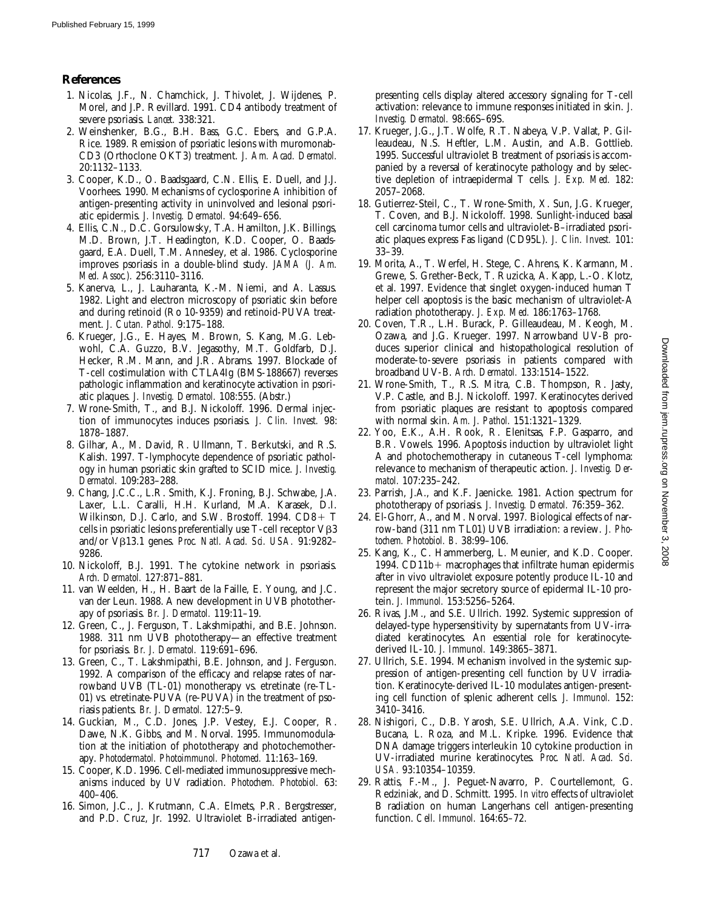## References

1. Nicolas, J.F., N. Chamchick, J. Thivolet, J. Wijdenes, P. Morel, and J.P. Revillard. 1991. CD4 antibody treatment of severe psoriasis. *Lancet.* 338:321.
2. Weinshenker, B.G., B.H. Bass, G.C. Ebers, and G.P.A. Rice. 1989. Remission of psoriatic lesions with muromonab-CD3 (Orthoclone OKT3) treatment. *J. Am. Acad. Dermatol.* 20:1132–1133.
3. Cooper, K.D., O. Baadsgaard, C.N. Ellis, E. Duell, and J.J. Voorhees. 1990. Mechanisms of cyclosporine A inhibition of antigen-presenting activity in uninvolved and lesional psoriatic epidermis. *J. Investig. Dermatol.* 94:649–656.
4. Ellis, C.N., D.C. Gorsulowsky, T.A. Hamilton, J.K. Billings, M.D. Brown, J.T. Headington, K.D. Cooper, O. Baadsgaard, E.A. Duell, T.M. Annesley, et al. 1986. Cyclosporine improves psoriasis in a double-blind study. *JAMA (J. Am. Med. Assoc.).* 256:3110–3116.
5. Kanerva, L., J. Lauharanta, K.-M. Niemi, and A. Lassus. 1982. Light and electron microscopy of psoriatic skin before and during retinoid (Ro 10-9359) and retinoid-PUVA treatment. *J. Cutan. Pathol.* 9:175–188.
6. Krueger, J.G., E. Hayes, M. Brown, S. Kang, M.G. Lebwohl, C.A. Guzzo, B.V. Jegasothy, M.T. Goldfarb, D.J. Hecker, R.M. Mann, and J.R. Abrams. 1997. Blockade of T-cell costimulation with CTLA4Ig (BMS-188667) reverses pathologic inflammation and keratinocyte activation in psoriatic plaques. *J. Investig. Dermatol.* 108:555. (Abstr.)
7. Wrone-Smith, T., and B.J. Nickoloff. 1996. Dermal injection of immunocytes induces psoriasis. *J. Clin. Invest.* 98: 1878–1887.
8. Gilhar, A., M. David, R. Ullmann, T. Berkutski, and R.S. Kalish. 1997. T-lymphocyte dependence of psoriatic pathology in human psoriatic skin grafted to SCID mice. *J. Investig. Dermatol.* 109:283–288.
9. Chang, J.C.C., L.R. Smith, K.J. Froning, B.J. Schwabe, J.A. Laxer, L.L. Caralli, H.H. Kurland, M.A. Karasek, D.I. Wilkinson, D.J. Carlo, and S.W. Brostoff. 1994. CD8+ T cells in psoriatic lesions preferentially use T-cell receptor Vβ3 and/or Vβ13.1 genes. *Proc. Natl. Acad. Sci. USA.* 91:9282–9286.
10. Nickoloff, B.J. 1991. The cytokine network in psoriasis. *Arch. Dermatol.* 127:871–881.
11. van Weelden, H., H. Baart de la Faille, E. Young, and J.C. van der Leun. 1988. A new development in UVB phototherapy of psoriasis. *Br. J. Dermatol.* 119:11–19.
12. Green, C., J. Ferguson, T. Lakshmipathi, and B.E. Johnson. 1988. 311 nm UVB phototherapy—an effective treatment for psoriasis. *Br. J. Dermatol.* 119:691–696.
13. Green, C., T. Lakshmipathi, B.E. Johnson, and J. Ferguson. 1992. A comparison of the efficacy and relapse rates of narrowband UVB (TL-01) monotherapy vs. etretinate (re-TL-01) vs. etretinate-PUVA (re-PUVA) in the treatment of psoriasis patients. *Br. J. Dermatol.* 127:5–9.
14. Guckian, M., C.D. Jones, J.P. Vestey, E.J. Cooper, R. Dawe, N.K. Gibbs, and M. Norval. 1995. Immunomodulation at the initiation of phototherapy and photochemotherapy. *Photodermatol. Photoimmunol. Photomed.* 11:163–169.
15. Cooper, K.D. 1996. Cell-mediated immunosuppressive mechanisms induced by UV radiation. *Photochem. Photobiol.* 63: 400–406.
16. Simon, J.C., J. Krutmann, C.A. Elmets, P.R. Bergstresser, and P.D. Cruz, Jr. 1992. Ultraviolet B-irradiated antigen-presenting cells display altered accessory signaling for T-cell activation: relevance to immune responses initiated in skin. *J. Investig. Dermatol.* 98:66S–69S.
17. Krueger, J.G., J.T. Wolfe, R.T. Nabeya, V.P. Vallat, P. Gilleaudeau, N.S. Heftler, L.M. Austin, and A.B. Gottlieb. 1995. Successful ultraviolet B treatment of psoriasis is accompanied by a reversal of keratinocyte pathology and by selective depletion of intraepidermal T cells. *J. Exp. Med.* 182: 2057–2068.
18. Gutierrez-Steil, C., T. Wrone-Smith, X. Sun, J.G. Krueger, T. Coven, and B.J. Nickoloff. 1998. Sunlight-induced basal cell carcinoma tumor cells and ultraviolet-B–irradiated psoriatic plaques express Fas ligand (CD95L). *J. Clin. Invest.* 101: 33–39.
19. Morita, A., T. Werfel, H. Stege, C. Ahrens, K. Karmann, M. Grewe, S. Grether-Beck, T. Ruzicka, A. Kapp, L.-O. Klotz, et al. 1997. Evidence that singlet oxygen-induced human T helper cell apoptosis is the basic mechanism of ultraviolet-A radiation phototherapy. *J. Exp. Med.* 186:1763–1768.
20. Coven, T.R., L.H. Burack, P. Gilleaudeau, M. Keogh, M. Ozawa, and J.G. Krueger. 1997. Narrowband UV-B produces superior clinical and histopathological resolution of moderate-to-severe psoriasis in patients compared with broadband UV-B. *Arch. Dermatol.* 133:1514–1522.
21. Wrone-Smith, T., R.S. Mitra, C.B. Thompson, R. Jasty, V.P. Castle, and B.J. Nickoloff. 1997. Keratinocytes derived from psoriatic plaques are resistant to apoptosis compared with normal skin. *Am. J. Pathol.* 151:1321–1329.
22. Yoo, E.K., A.H. Rook, R. Elenitsas, F.P. Gasparro, and B.R. Vowels. 1996. Apoptosis induction by ultraviolet light A and photochemotherapy in cutaneous T-cell lymphoma: relevance to mechanism of therapeutic action. *J. Investig. Dermatol.* 107:235–242.
23. Parrish, J.A., and K.F. Jaenicke. 1981. Action spectrum for phototherapy of psoriasis. *J. Investig. Dermatol.* 76:359–362.
24. El-Ghorr, A., and M. Norval. 1997. Biological effects of narrow-band (311 nm TL01) UVB irradiation: a review. *J. Photochem. Photobiol. B.* 38:99–106.
25. Kang, K., C. Hammerberg, L. Meunier, and K.D. Cooper. 1994. CD11b+ macrophages that infiltrate human epidermis after in vivo ultraviolet exposure potently produce IL-10 and represent the major secretory source of epidermal IL-10 protein. *J. Immunol.* 153:5256–5264.
26. Rivas, J.M., and S.E. Ullrich. 1992. Systemic suppression of delayed-type hypersensitivity by supernatants from UV-irradiated keratinocytes. An essential role for keratinocyte-derived IL-10. *J. Immunol.* 149:3865–3871.
27. Ullrich, S.E. 1994. Mechanism involved in the systemic suppression of antigen-presenting cell function by UV irradiation. Keratinocyte-derived IL-10 modulates antigen-presenting cell function of splenic adherent cells. *J. Immunol.* 152: 3410–3416.
28. Nishigori, C., D.B. Yarosh, S.E. Ullrich, A.A. Vink, C.D. Bucana, L. Roza, and M.L. Kripke. 1996. Evidence that DNA damage triggers interleukin 10 cytokine production in UV-irradiated murine keratinocytes. *Proc. Natl. Acad. Sci. USA.* 93:10354–10359.
29. Rattis, F.-M., J. Peguet-Navarro, P. Courtellemont, G. Redziniak, and D. Schmitt. 1995. *In vitro* effects of ultraviolet B radiation on human Langerhans cell antigen-presenting function. *Cell. Immunol.* 164:65–72.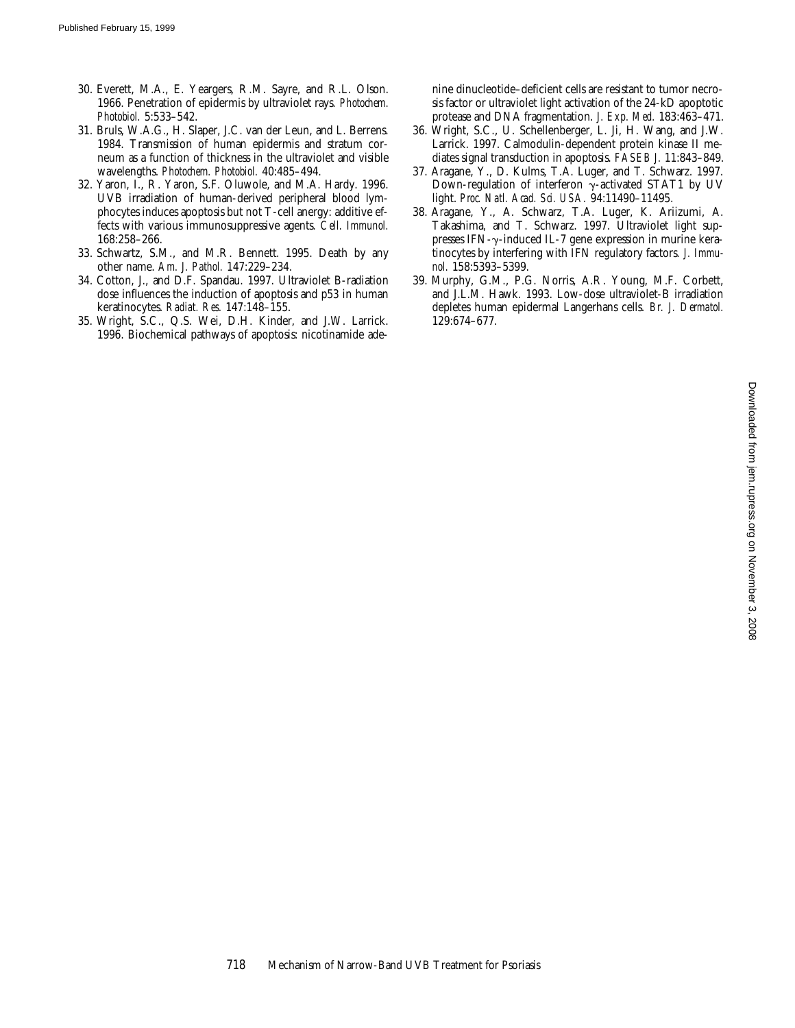30. Everett, M.A., E. Yeargers, R.M. Sayre, and R.L. Olson. 1966. Penetration of epidermis by ultraviolet rays. *Photochem. Photobiol.* 5:533–542.
31. Bruls, W.A.G., H. Slaper, J.C. van der Leun, and L. Berrens. 1984. Transmission of human epidermis and stratum corneum as a function of thickness in the ultraviolet and visible wavelengths. *Photochem. Photobiol.* 40:485–494.
32. Yaron, I., R. Yaron, S.F. Oluwole, and M.A. Hardy. 1996. UVB irradiation of human-derived peripheral blood lymphocytes induces apoptosis but not T-cell anergy: additive effects with various immunosuppressive agents. *Cell. Immunol.* 168:258–266.
33. Schwartz, S.M., and M.R. Bennett. 1995. Death by any other name. *Am. J. Pathol.* 147:229–234.
34. Cotton, J., and D.F. Spandau. 1997. Ultraviolet B-radiation dose influences the induction of apoptosis and p53 in human keratinocytes. *Radiat. Res.* 147:148–155.
35. Wright, S.C., Q.S. Wei, D.H. Kinder, and J.W. Larrick. 1996. Biochemical pathways of apoptosis: nicotinamide adenine dinucleotide–deficient cells are resistant to tumor necrosis factor or ultraviolet light activation of the 24-kD apoptotic protease and DNA fragmentation. *J. Exp. Med.* 183:463–471.
36. Wright, S.C., U. Schellenberger, L. Ji, H. Wang, and J.W. Larrick. 1997. Calmodulin-dependent protein kinase II mediates signal transduction in apoptosis. *FASEB J.* 11:843–849.
37. Aragane, Y., D. Kulms, T.A. Luger, and T. Schwarz. 1997. Down-regulation of interferon γ-activated STAT1 by UV light. *Proc. Natl. Acad. Sci. USA.* 94:11490–11495.
38. Aragane, Y., A. Schwarz, T.A. Luger, K. Ariizumi, A. Takashima, and T. Schwarz. 1997. Ultraviolet light suppresses IFN-γ-induced IL-7 gene expression in murine keratinocytes by interfering with IFN regulatory factors. *J. Immunol.* 158:5393–5399.
39. Murphy, G.M., P.G. Norris, A.R. Young, M.F. Corbett, and J.L.M. Hawk. 1993. Low-dose ultraviolet-B irradiation depletes human epidermal Langerhans cells. *Br. J. Dermatol.* 129:674–677.